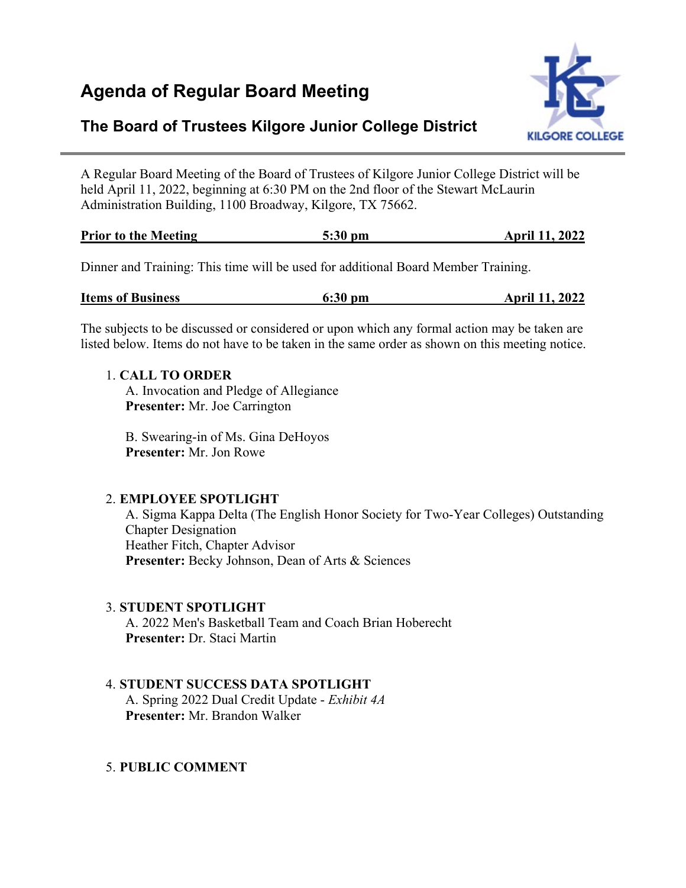# Agenda of Regular Board Meeting

## The Board of Trustees Kilgore Junior College District

A Regular Board Meeting of the Board of Trustees of Kilgore Junior College District will be held April 11, 2022, beginning at 6:30 PM on the 2nd floor of the Stewart McLaurin Administration Building, 1100 Broadway, Kilgore, TX 75662.

| **Prior to the Meeting** | **5:30 pm** | **April 11, 2022** |
|---|---|---|

Dinner and Training: This time will be used for additional Board Member Training.

| **Items of Business** | **6:30 pm** | **April 11, 2022** |
|---|---|---|

The subjects to be discussed or considered or upon which any formal action may be taken are listed below. Items do not have to be taken in the same order as shown on this meeting notice.

1. **CALL TO ORDER**

   A. Invocation and Pledge of Allegiance
   **Presenter:** Mr. Joe Carrington

   B. Swearing-in of Ms. Gina DeHoyos
   **Presenter:** Mr. Jon Rowe

2. **EMPLOYEE SPOTLIGHT**

   A. Sigma Kappa Delta (The English Honor Society for Two-Year Colleges) Outstanding Chapter Designation
   Heather Fitch, Chapter Advisor
   **Presenter:** Becky Johnson, Dean of Arts & Sciences

3. **STUDENT SPOTLIGHT**

   A. 2022 Men's Basketball Team and Coach Brian Hoberecht
   **Presenter:** Dr. Staci Martin

4. **STUDENT SUCCESS DATA SPOTLIGHT**

   A. Spring 2022 Dual Credit Update - *Exhibit 4A*
   **Presenter:** Mr. Brandon Walker

5. **PUBLIC COMMENT**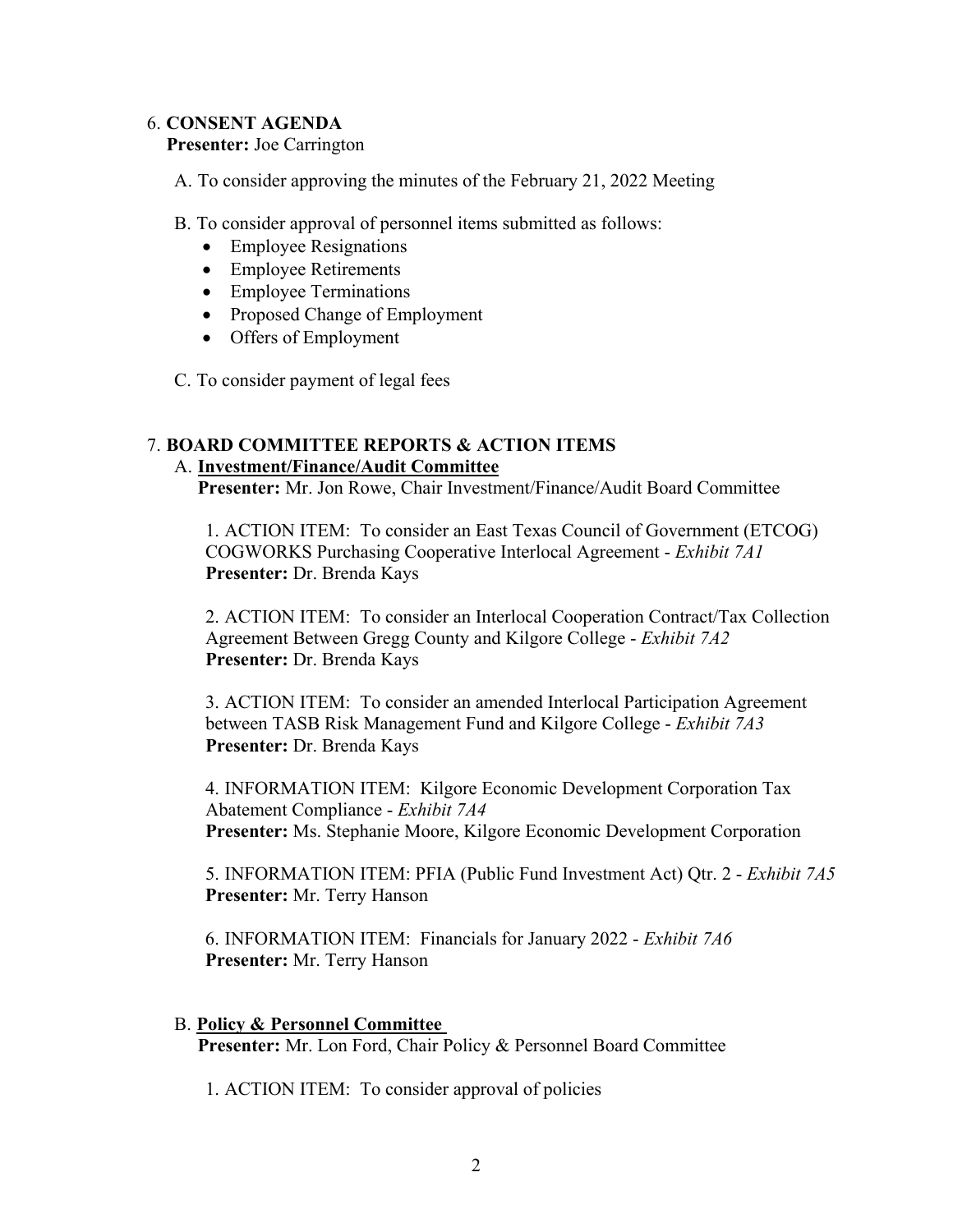6. **CONSENT AGENDA**
   **Presenter:** Joe Carrington

   A. To consider approving the minutes of the February 21, 2022 Meeting

   B. To consider approval of personnel items submitted as follows:
   - Employee Resignations
   - Employee Retirements
   - Employee Terminations
   - Proposed Change of Employment
   - Offers of Employment

   C. To consider payment of legal fees

7. **BOARD COMMITTEE REPORTS & ACTION ITEMS**

   A. **Investment/Finance/Audit Committee**
   **Presenter:** Mr. Jon Rowe, Chair Investment/Finance/Audit Board Committee

   1. ACTION ITEM: To consider an East Texas Council of Government (ETCOG) COGWORKS Purchasing Cooperative Interlocal Agreement - *Exhibit 7A1*
   **Presenter:** Dr. Brenda Kays

   2. ACTION ITEM: To consider an Interlocal Cooperation Contract/Tax Collection Agreement Between Gregg County and Kilgore College - *Exhibit 7A2*
   **Presenter:** Dr. Brenda Kays

   3. ACTION ITEM: To consider an amended Interlocal Participation Agreement between TASB Risk Management Fund and Kilgore College - *Exhibit 7A3*
   **Presenter:** Dr. Brenda Kays

   4. INFORMATION ITEM: Kilgore Economic Development Corporation Tax Abatement Compliance - *Exhibit 7A4*
   **Presenter:** Ms. Stephanie Moore, Kilgore Economic Development Corporation

   5. INFORMATION ITEM: PFIA (Public Fund Investment Act) Qtr. 2 - *Exhibit 7A5*
   **Presenter:** Mr. Terry Hanson

   6. INFORMATION ITEM: Financials for January 2022 - *Exhibit 7A6*
   **Presenter:** Mr. Terry Hanson

   B. **Policy & Personnel Committee**
   **Presenter:** Mr. Lon Ford, Chair Policy & Personnel Board Committee

   1. ACTION ITEM: To consider approval of policies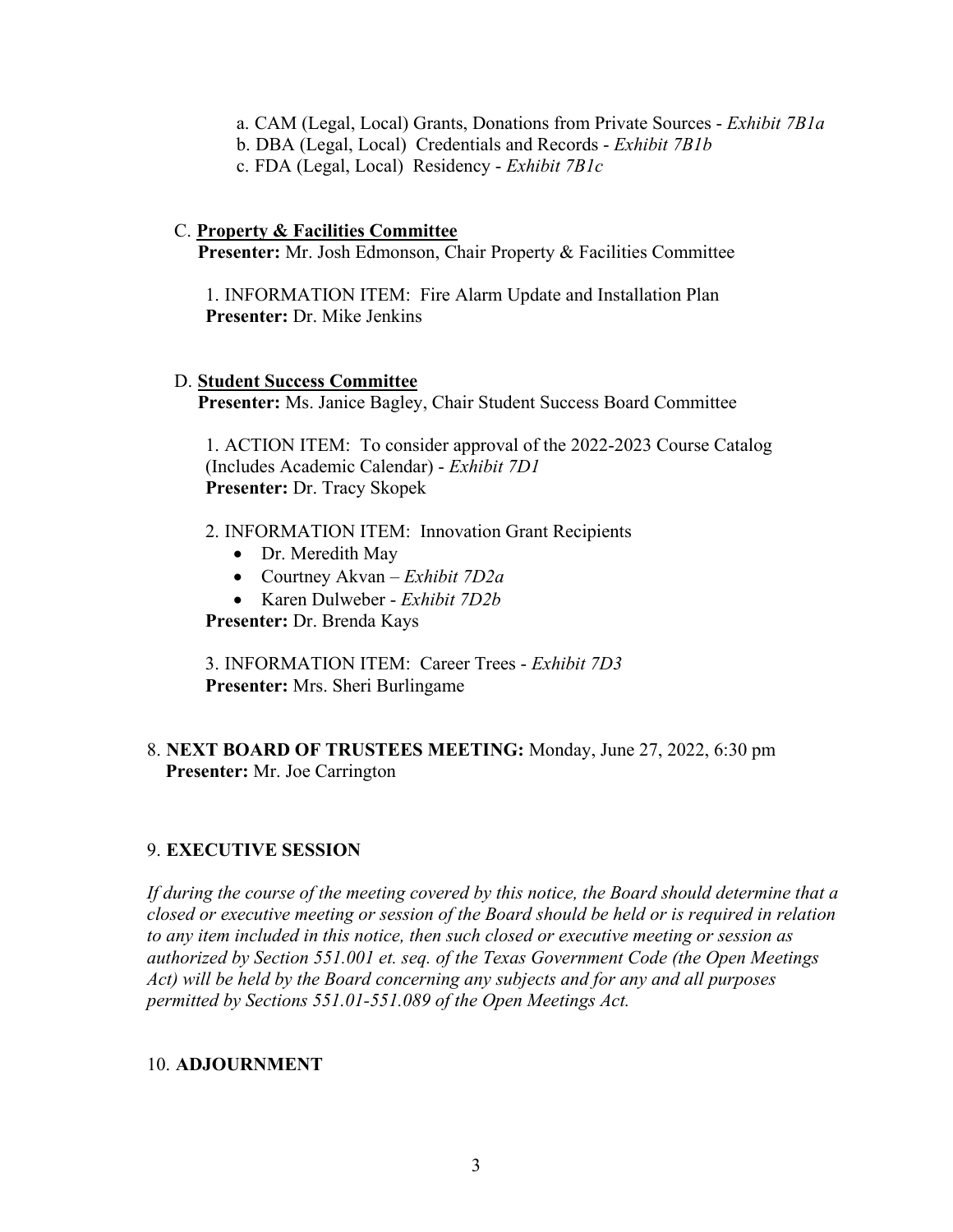a. CAM (Legal, Local) Grants, Donations from Private Sources - *Exhibit 7B1a*
b. DBA (Legal, Local) Credentials and Records - *Exhibit 7B1b*
c. FDA (Legal, Local) Residency - *Exhibit 7B1c*

C. **Property & Facilities Committee**
**Presenter:** Mr. Josh Edmonson, Chair Property & Facilities Committee

1. INFORMATION ITEM: Fire Alarm Update and Installation Plan
**Presenter:** Dr. Mike Jenkins

D. **Student Success Committee**
**Presenter:** Ms. Janice Bagley, Chair Student Success Board Committee

1. ACTION ITEM: To consider approval of the 2022-2023 Course Catalog (Includes Academic Calendar) - *Exhibit 7D1*
**Presenter:** Dr. Tracy Skopek

2. INFORMATION ITEM: Innovation Grant Recipients
   - Dr. Meredith May
   - Courtney Akvan – *Exhibit 7D2a*
   - Karen Dulweber - *Exhibit 7D2b*

**Presenter:** Dr. Brenda Kays

3. INFORMATION ITEM: Career Trees - *Exhibit 7D3*
**Presenter:** Mrs. Sheri Burlingame

8. **NEXT BOARD OF TRUSTEES MEETING:** Monday, June 27, 2022, 6:30 pm
**Presenter:** Mr. Joe Carrington

9. **EXECUTIVE SESSION**

*If during the course of the meeting covered by this notice, the Board should determine that a closed or executive meeting or session of the Board should be held or is required in relation to any item included in this notice, then such closed or executive meeting or session as authorized by Section 551.001 et. seq. of the Texas Government Code (the Open Meetings Act) will be held by the Board concerning any subjects and for any and all purposes permitted by Sections 551.01-551.089 of the Open Meetings Act.*

10. **ADJOURNMENT**